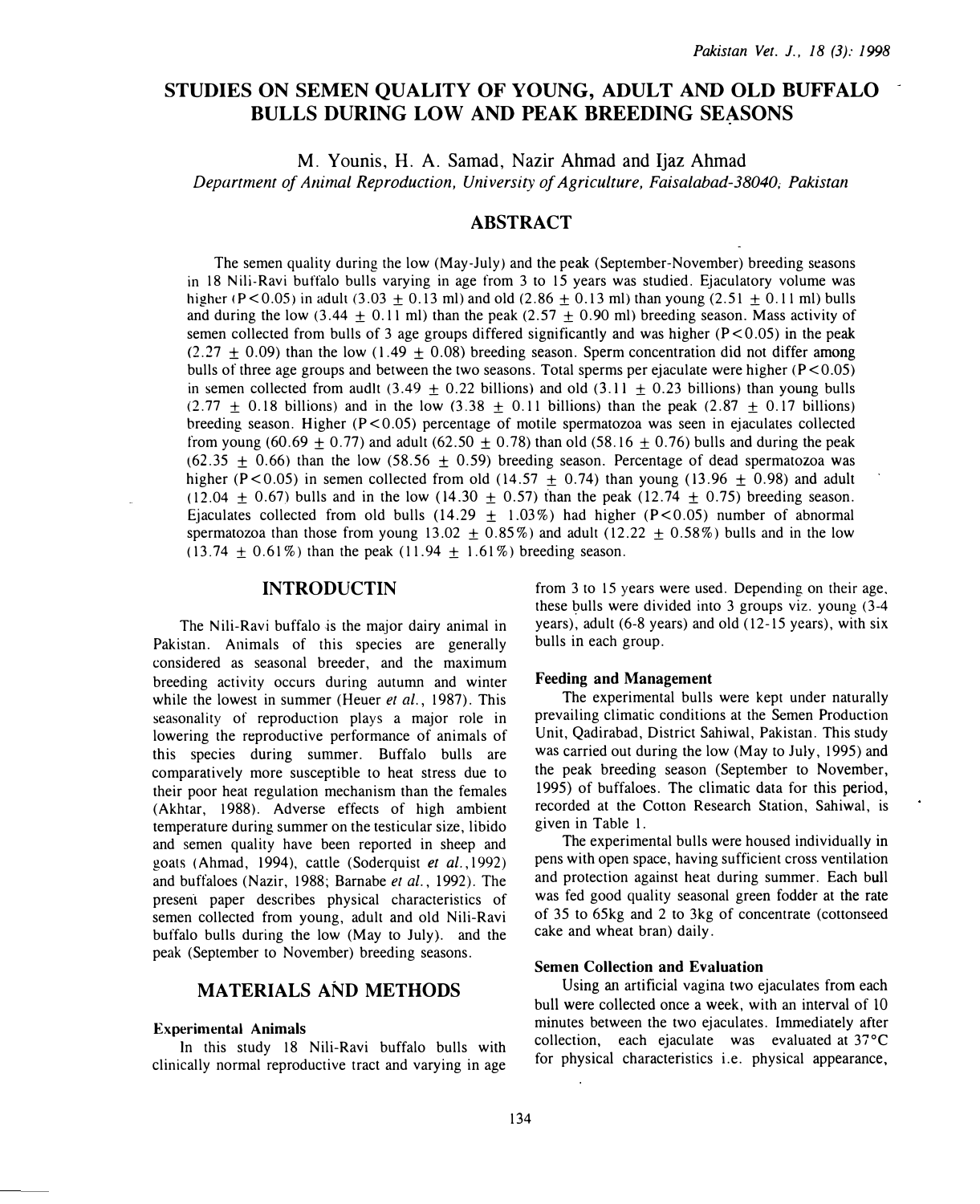# STUDIES ON SEMEN QUALITY OF YOUNG, ADULT AND OLD BUFFALO BULLS DURING LOW AND PEAK BREEDING SEASONS

M. Younis, H. A. Samad, Nazir Ahmad and Ijaz Ahmad

*Department of Animal Reproduction, University of Agriculture, Faisalabad-38040, Pakistan*

## ABSTRACT

The semen quality during the low (May-July) and the peak (September-November) breeding seasons in 18 Nili-Ravi buffalo bulls varying in age from 3 to 15 years was studied. Ejaculatory volume was higher ($P<0.05$) in adult ($3.03 \pm 0.13$ ml) and old ($2.86 \pm 0.13$ ml) than young ($2.51 \pm 0.11$ ml) bulls and during the low ($3.44 \pm 0.11$ ml) than the peak ($2.57 \pm 0.90$ ml) breeding season. Mass activity of semen collected from bulls of 3 age groups differed significantly and was higher ($P<0.05$) in the peak ($2.27 \pm 0.09$) than the low ($1.49 \pm 0.08$) breeding season. Sperm concentration did not differ among bulls of three age groups and between the two seasons. Total sperms per ejaculate were higher ($P<0.05$) in semen collected from audlt ($3.49 \pm 0.22$ billions) and old ($3.11 \pm 0.23$ billions) than young bulls ($2.77 \pm 0.18$ billions) and in the low ($3.38 \pm 0.11$ billions) than the peak ($2.87 \pm 0.17$ billions) breeding season. Higher ($P<0.05$) percentage of motile spermatozoa was seen in ejaculates collected from young ($60.69 \pm 0.77$) and adult ($62.50 \pm 0.78$) than old ($58.16 \pm 0.76$) bulls and during the peak ($62.35 \pm 0.66$) than the low ($58.56 \pm 0.59$) breeding season. Percentage of dead spermatozoa was higher ($P<0.05$) in semen collected from old ($14.57 \pm 0.74$) than young ($13.96 \pm 0.98$) and adult ($12.04 \pm 0.67$) bulls and in the low ($14.30 \pm 0.57$) than the peak ($12.74 \pm 0.75$) breeding season. Ejaculates collected from old bulls ($14.29 \pm 1.03\%$) had higher ($P<0.05$) number of abnormal spermatozoa than those from young $13.02 \pm 0.85\%$) and adult ($12.22 \pm 0.58\%$) bulls and in the low ($13.74 \pm 0.61\%$) than the peak ($11.94 \pm 1.61\%$) breeding season.

## INTRODUCTIN

The Nili-Ravi buffalo is the major dairy animal in Pakistan. Animals of this species are generally considered as seasonal breeder, and the maximum breeding activity occurs during autumn and winter while the lowest in summer (Heuer *et al.*, 1987). This seasonality of reproduction plays a major role in lowering the reproductive performance of animals of this species during summer. Buffalo bulls are comparatively more susceptible to heat stress due to their poor heat regulation mechanism than the females (Akhtar, 1988). Adverse effects of high ambient temperature during summer on the testicular size, libido and semen quality have been reported in sheep and goats (Ahmad, 1994), cattle (Soderquist *et al.*,1992) and buffaloes (Nazir, 1988; Barnabe *et al.*, 1992). The present paper describes physical characteristics of semen collected from young, adult and old Nili-Ravi buffalo bulls during the low (May to July). and the peak (September to November) breeding seasons.

## MATERIALS AND METHODS

### Experimental Animals

In this study 18 Nili-Ravi buffalo bulls with clinically normal reproductive tract and varying in age from 3 to 15 years were used. Depending on their age, these bulls were divided into 3 groups viz. young (3-4 years), adult (6-8 years) and old (12-15 years), with six bulls in each group.

### Feeding and Management

The experimental bulls were kept under naturally prevailing climatic conditions at the Semen Production Unit, Qadirabad, District Sahiwal, Pakistan. This study was carried out during the low (May to July, 1995) and the peak breeding season (September to November, 1995) of buffaloes. The climatic data for this period, recorded at the Cotton Research Station, Sahiwal, is given in Table 1.

The experimental bulls were housed individually in pens with open space, having sufficient cross ventilation and protection against heat during summer. Each bull was fed good quality seasonal green fodder at the rate of 35 to 65kg and 2 to 3kg of concentrate (cottonseed cake and wheat bran) daily.

### Semen Collection and Evaluation

Using an artificial vagina two ejaculates from each bull were collected once a week, with an interval of 10 minutes between the two ejaculates. Immediately after collection, each ejaculate was evaluated at 37°C for physical characteristics i.e. physical appearance,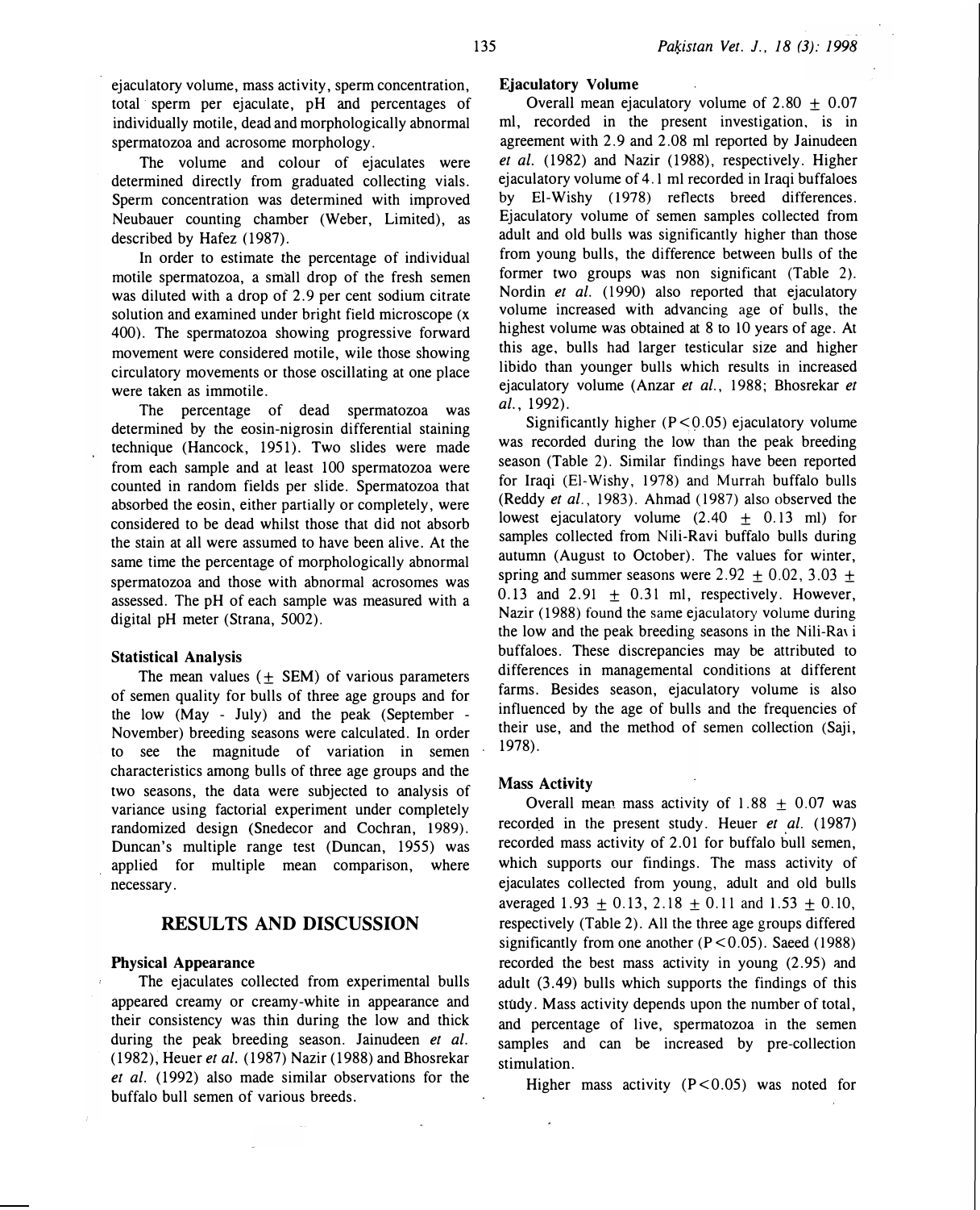ejaculatory volume, mass activity, sperm concentration, total sperm per ejaculate, pH and percentages of individually motile, dead and morphologically abnormal spermatozoa and acrosome morphology.

The volume and colour of ejaculates were determined directly from graduated collecting vials. Sperm concentration was determined with improved Neubauer counting chamber (Weber, Limited), as described by Hafez (1987).

In order to estimate the percentage of individual motile spermatozoa, a small drop of the fresh semen was diluted with a drop of 2.9 per cent sodium citrate solution and examined under bright field microscope (x 400). The spermatozoa showing progressive forward movement were considered motile, wile those showing circulatory movements or those oscillating at one place were taken as immotile.

The percentage of dead spermatozoa was determined by the eosin-nigrosin differential staining technique (Hancock, 1951). Two slides were made from each sample and at least 100 spermatozoa were counted in random fields per slide. Spermatozoa that absorbed the eosin, either partially or completely, were considered to be dead whilst those that did not absorb the stain at all were assumed to have been alive. At the same time the percentage of morphologically abnormal spermatozoa and those with abnormal acrosomes was assessed. The pH of each sample was measured with a digital pH meter (Strana, 5002).

### Statistical Analysis

The mean values ($\pm$ SEM) of various parameters of semen quality for bulls of three age groups and for the low (May - July) and the peak (September - November) breeding seasons were calculated. In order to see the magnitude of variation in semen characteristics among bulls of three age groups and the two seasons, the data were subjected to analysis of variance using factorial experiment under completely randomized design (Snedecor and Cochran, 1989). Duncan's multiple range test (Duncan, 1955) was applied for multiple mean comparison, where necessary.

## RESULTS AND DISCUSSION

### Physical Appearance

The ejaculates collected from experimental bulls appeared creamy or creamy-white in appearance and their consistency was thin during the low and thick during the peak breeding season. Jainudeen *et al.* (1982), Heuer *et al.* (1987) Nazir (1988) and Bhosrekar *et al.* (1992) also made similar observations for the buffalo bull semen of various breeds.

### Ejaculatory Volume

Overall mean ejaculatory volume of 2.80 $\pm$ 0.07 ml, recorded in the present investigation, is in agreement with 2.9 and 2.08 ml reported by Jainudeen *et al.* (1982) and Nazir (1988), respectively. Higher ejaculatory volume of 4.1 ml recorded in Iraqi buffaloes by El-Wishy (1978) reflects breed differences. Ejaculatory volume of semen samples collected from adult and old bulls was significantly higher than those from young bulls, the difference between bulls of the former two groups was non significant (Table 2). Nordin *et al.* (1990) also reported that ejaculatory volume increased with advancing age of bulls, the highest volume was obtained at 8 to 10 years of age. At this age, bulls had larger testicular size and higher libido than younger bulls which results in increased ejaculatory volume (Anzar *et al.*, 1988; Bhosrekar *et al.*, 1992).

Significantly higher ($P<0.05$) ejaculatory volume was recorded during the low than the peak breeding season (Table 2). Similar findings have been reported for Iraqi (El-Wishy, 1978) and Murrah buffalo bulls (Reddy *et al.*, 1983). Ahmad (1987) also observed the lowest ejaculatory volume (2.40 $\pm$ 0.13 ml) for samples collected from Nili-Ravi buffalo bulls during autumn (August to October). The values for winter, spring and summer seasons were 2.92 $\pm$ 0.02, 3.03 $\pm$ 0.13 and 2.91 $\pm$ 0.31 ml, respectively. However, Nazir (1988) found the same ejaculatory volume during the low and the peak breeding seasons in the Nili-Ravi buffaloes. These discrepancies may be attributed to differences in managemental conditions at different farms. Besides season, ejaculatory volume is also influenced by the age of bulls and the frequencies of their use, and the method of semen collection (Saji, 1978).

### Mass Activity

Overall mean mass activity of 1.88 $\pm$ 0.07 was recorded in the present study. Heuer *et al.* (1987) recorded mass activity of 2.01 for buffalo bull semen, which supports our findings. The mass activity of ejaculates collected from young, adult and old bulls averaged 1.93 $\pm$ 0.13, 2.18 $\pm$ 0.11 and 1.53 $\pm$ 0.10, respectively (Table 2). All the three age groups differed significantly from one another ($P<0.05$). Saeed (1988) recorded the best mass activity in young (2.95) and adult (3.49) bulls which supports the findings of this study. Mass activity depends upon the number of total, and percentage of live, spermatozoa in the semen samples and can be increased by pre-collection stimulation.

Higher mass activity ($P<0.05$) was noted for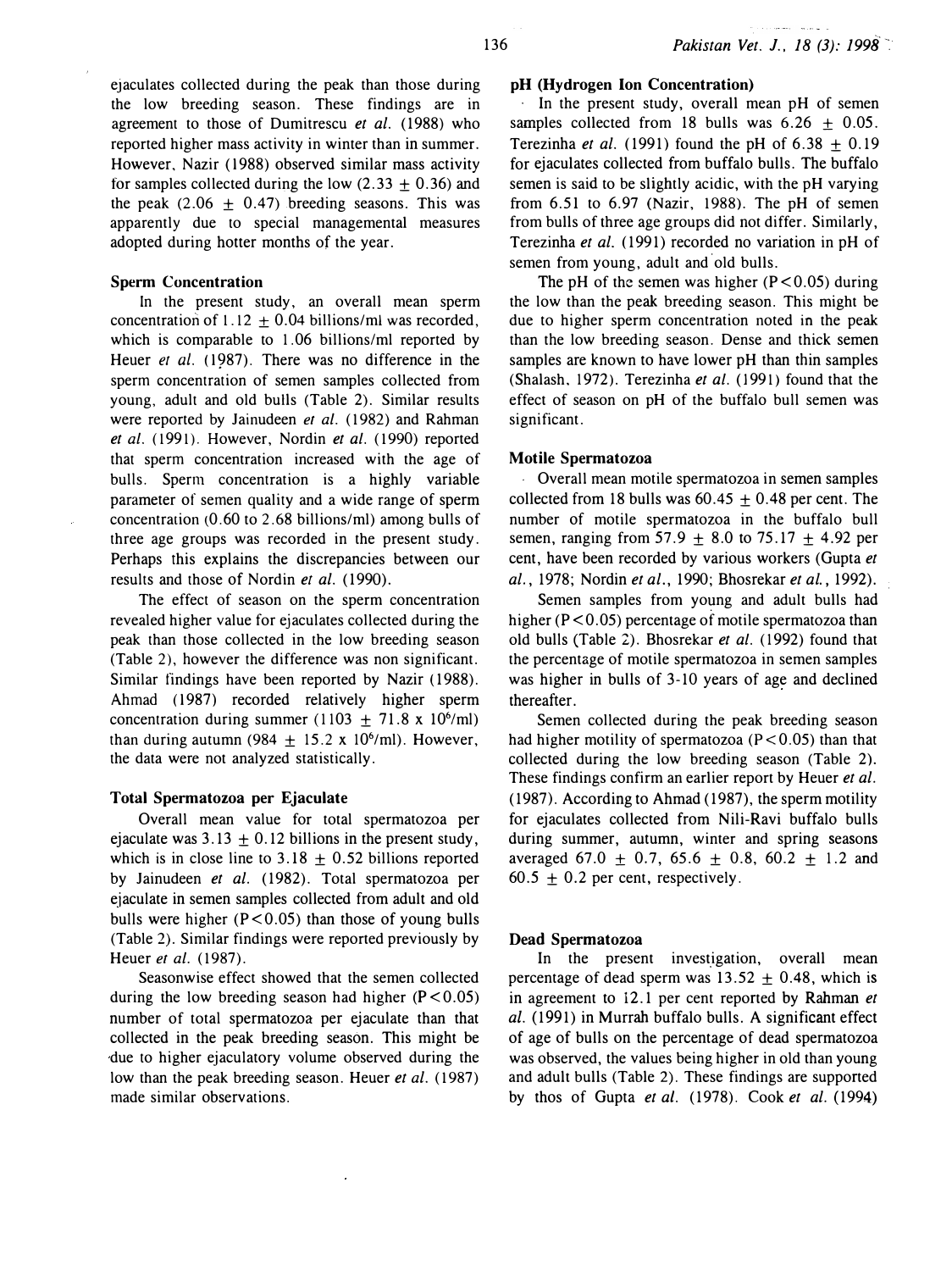ejaculates collected during the peak than those during the low breeding season. These findings are in agreement to those of Dumitrescu *et al.* (1988) who reported higher mass activity in winter than in summer. However, Nazir (1988) observed similar mass activity for samples collected during the low (2.33 ± 0.36) and the peak (2.06 ± 0.47) breeding seasons. This was apparently due to special managemental measures adopted during hotter months of the year.

### Sperm Concentration

In the present study, an overall mean sperm concentration of 1.12 ± 0.04 billions/ml was recorded, which is comparable to 1.06 billions/ml reported by Heuer *et al.* (1987). There was no difference in the sperm concentration of semen samples collected from young, adult and old bulls (Table 2). Similar results were reported by Jainudeen *et al.* (1982) and Rahman *et al.* (1991). However, Nordin *et al.* (1990) reported that sperm concentration increased with the age of bulls. Sperm concentration is a highly variable parameter of semen quality and a wide range of sperm concentration (0.60 to 2.68 billions/ml) among bulls of three age groups was recorded in the present study. Perhaps this explains the discrepancies between our results and those of Nordin *et al.* (1990).

The effect of season on the sperm concentration revealed higher value for ejaculates collected during the peak than those collected in the low breeding season (Table 2), however the difference was non significant. Similar findings have been reported by Nazir (1988). Ahmad (1987) recorded relatively higher sperm concentration during summer (1103 ± 71.8 x $10^6$/ml) than during autumn (984 ± 15.2 x $10^6$/ml). However, the data were not analyzed statistically.

### Total Spermatozoa per Ejaculate

Overall mean value for total spermatozoa per ejaculate was 3.13 ± 0.12 billions in the present study, which is in close line to 3.18 ± 0.52 billions reported by Jainudeen *et al.* (1982). Total spermatozoa per ejaculate in semen samples collected from adult and old bulls were higher ($P<0.05$) than those of young bulls (Table 2). Similar findings were reported previously by Heuer *et al.* (1987).

Seasonwise effect showed that the semen collected during the low breeding season had higher ($P<0.05$) number of total spermatozoa per ejaculate than that collected in the peak breeding season. This might be due to higher ejaculatory volume observed during the low than the peak breeding season. Heuer *et al.* (1987) made similar observations.

### pH (Hydrogen Ion Concentration)

In the present study, overall mean pH of semen samples collected from 18 bulls was 6.26 ± 0.05. Terezinha *et al.* (1991) found the pH of 6.38 ± 0.19 for ejaculates collected from buffalo bulls. The buffalo semen is said to be slightly acidic, with the pH varying from 6.51 to 6.97 (Nazir, 1988). The pH of semen from bulls of three age groups did not differ. Similarly, Terezinha *et al.* (1991) recorded no variation in pH of semen from young, adult and old bulls.

The pH of the semen was higher ($P<0.05$) during the low than the peak breeding season. This might be due to higher sperm concentration noted in the peak than the low breeding season. Dense and thick semen samples are known to have lower pH than thin samples (Shalash, 1972). Terezinha *et al.* (1991) found that the effect of season on pH of the buffalo bull semen was significant.

### Motile Spermatozoa

Overall mean motile spermatozoa in semen samples collected from 18 bulls was 60.45 ± 0.48 per cent. The number of motile spermatozoa in the buffalo bull semen, ranging from 57.9 ± 8.0 to 75.17 ± 4.92 per cent, have been recorded by various workers (Gupta *et al.*, 1978; Nordin *et al.*, 1990; Bhosrekar *et al.*, 1992).

Semen samples from young and adult bulls had higher ($P<0.05$) percentage of motile spermatozoa than old bulls (Table 2). Bhosrekar *et al.* (1992) found that the percentage of motile spermatozoa in semen samples was higher in bulls of 3-10 years of age and declined thereafter.

Semen collected during the peak breeding season had higher motility of spermatozoa ($P<0.05$) than that collected during the low breeding season (Table 2). These findings confirm an earlier report by Heuer *et al.* (1987). According to Ahmad (1987), the sperm motility for ejaculates collected from Nili-Ravi buffalo bulls during summer, autumn, winter and spring seasons averaged 67.0 ± 0.7, 65.6 ± 0.8, 60.2 ± 1.2 and 60.5 ± 0.2 per cent, respectively.

### Dead Spermatozoa

In the present investigation, overall mean percentage of dead sperm was 13.52 ± 0.48, which is in agreement to 12.1 per cent reported by Rahman *et al.* (1991) in Murrah buffalo bulls. A significant effect of age of bulls on the percentage of dead spermatozoa was observed, the values being higher in old than young and adult bulls (Table 2). These findings are supported by thos of Gupta *et al.* (1978). Cook *et al.* (1994)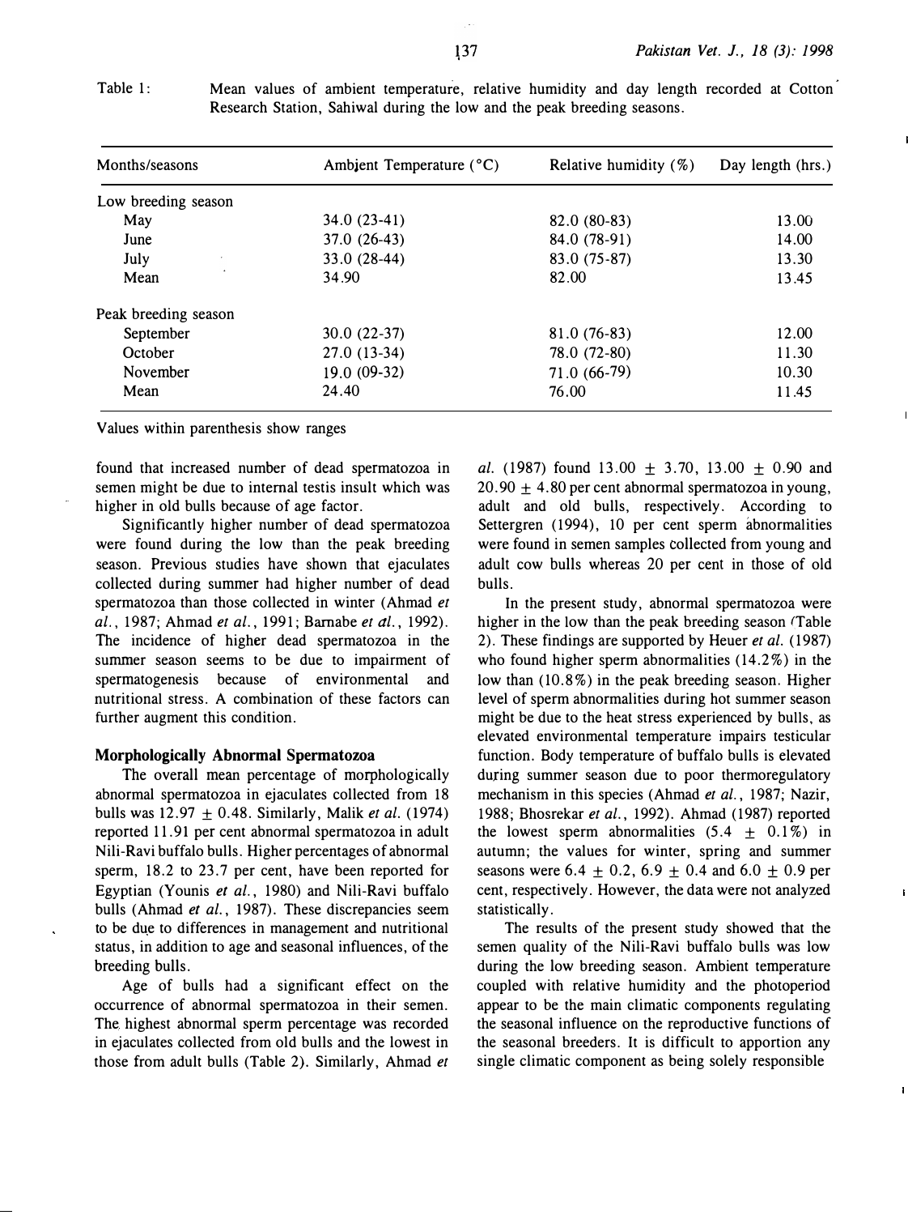Table 1: Mean values of ambient temperature, relative humidity and day length recorded at Cotton Research Station, Sahiwal during the low and the peak breeding seasons.

| Months/seasons | Ambient Temperature (°C) | Relative humidity (%) | Day length (hrs.) |
|---|---|---|---|
| Low breeding season | | | |
| May | 34.0 (23-41) | 82.0 (80-83) | 13.00 |
| June | 37.0 (26-43) | 84.0 (78-91) | 14.00 |
| July | 33.0 (28-44) | 83.0 (75-87) | 13.30 |
| Mean | 34.90 | 82.00 | 13.45 |
| Peak breeding season | | | |
| September | 30.0 (22-37) | 81.0 (76-83) | 12.00 |
| October | 27.0 (13-34) | 78.0 (72-80) | 11.30 |
| November | 19.0 (09-32) | 71.0 (66-79) | 10.30 |
| Mean | 24.40 | 76.00 | 11.45 |

Values within parenthesis show ranges

found that increased number of dead spermatozoa in semen might be due to internal testis insult which was higher in old bulls because of age factor.

Significantly higher number of dead spermatozoa were found during the low than the peak breeding season. Previous studies have shown that ejaculates collected during summer had higher number of dead spermatozoa than those collected in winter (Ahmad *et al.*, 1987; Ahmad *et al.*, 1991; Barnabe *et al.*, 1992). The incidence of higher dead spermatozoa in the summer season seems to be due to impairment of spermatogenesis because of environmental and nutritional stress. A combination of these factors can further augment this condition.

### Morphologically Abnormal Spermatozoa

The overall mean percentage of morphologically abnormal spermatozoa in ejaculates collected from 18 bulls was $12.97 \pm 0.48$. Similarly, Malik *et al.* (1974) reported 11.91 per cent abnormal spermatozoa in adult Nili-Ravi buffalo bulls. Higher percentages of abnormal sperm, 18.2 to 23.7 per cent, have been reported for Egyptian (Younis *et al.*, 1980) and Nili-Ravi buffalo bulls (Ahmad *et al.*, 1987). These discrepancies seem to be due to differences in management and nutritional status, in addition to age and seasonal influences, of the breeding bulls.

Age of bulls had a significant effect on the occurrence of abnormal spermatozoa in their semen. The highest abnormal sperm percentage was recorded in ejaculates collected from old bulls and the lowest in those from adult bulls (Table 2). Similarly, Ahmad *et al.* (1987) found $13.00 \pm 3.70$, $13.00 \pm 0.90$ and $20.90 \pm 4.80$ per cent abnormal spermatozoa in young, adult and old bulls, respectively. According to Settergren (1994), 10 per cent sperm abnormalities were found in semen samples collected from young and adult cow bulls whereas 20 per cent in those of old bulls.

In the present study, abnormal spermatozoa were higher in the low than the peak breeding season (Table 2). These findings are supported by Heuer *et al.* (1987) who found higher sperm abnormalities (14.2%) in the low than (10.8%) in the peak breeding season. Higher level of sperm abnormalities during hot summer season might be due to the heat stress experienced by bulls, as elevated environmental temperature impairs testicular function. Body temperature of buffalo bulls is elevated during summer season due to poor thermoregulatory mechanism in this species (Ahmad *et al.*, 1987; Nazir, 1988; Bhosrekar *et al.*, 1992). Ahmad (1987) reported the lowest sperm abnormalities ($5.4 \pm 0.1\%$) in autumn; the values for winter, spring and summer seasons were $6.4 \pm 0.2$, $6.9 \pm 0.4$ and $6.0 \pm 0.9$ per cent, respectively. However, the data were not analyzed statistically.

The results of the present study showed that the semen quality of the Nili-Ravi buffalo bulls was low during the low breeding season. Ambient temperature coupled with relative humidity and the photoperiod appear to be the main climatic components regulating the seasonal influence on the reproductive functions of the seasonal breeders. It is difficult to apportion any single climatic component as being solely responsible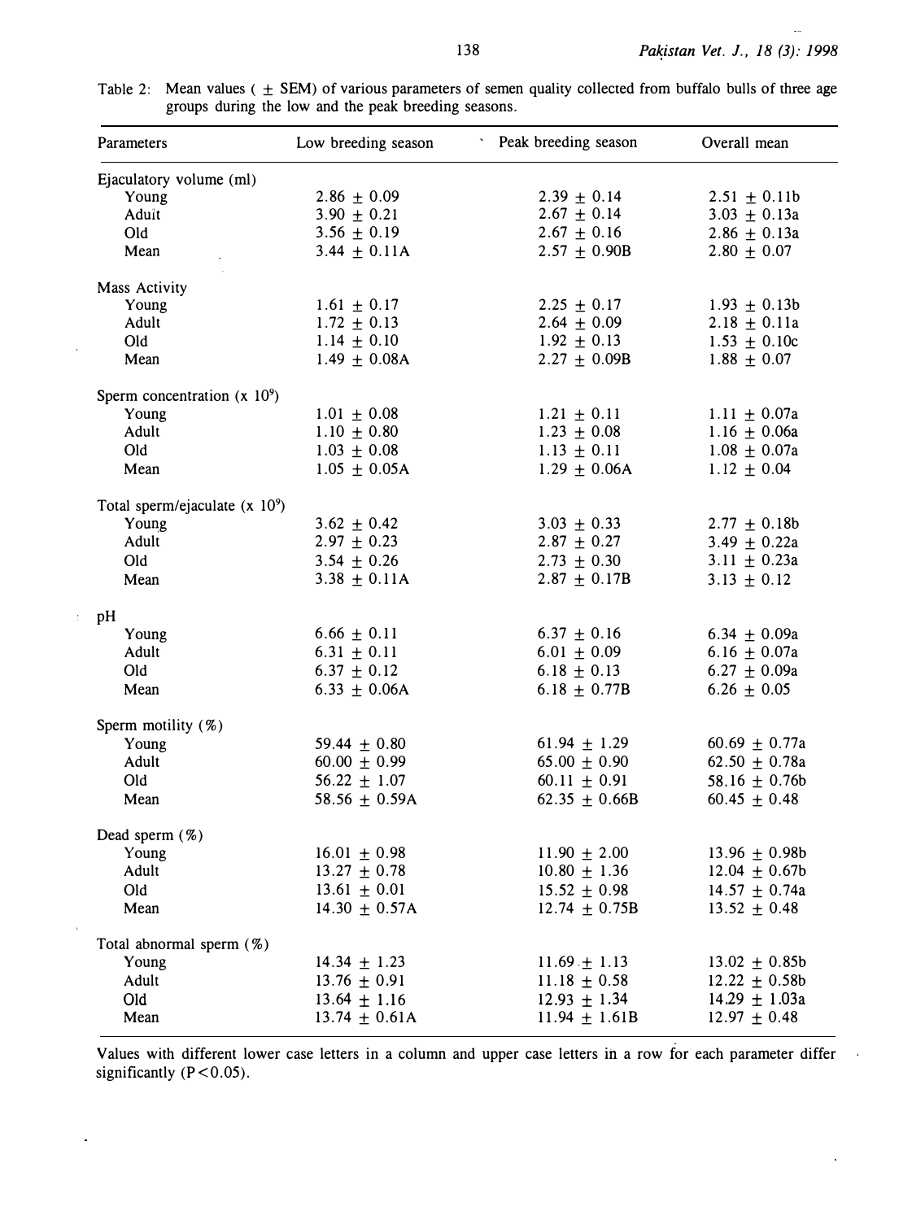Table 2: Mean values ( ± SEM) of various parameters of semen quality collected from buffalo bulls of three age groups during the low and the peak breeding seasons.

| Parameters | Low breeding season | Peak breeding season | Overall mean |
|---|---|---|---|
| Ejaculatory volume (ml) | | | |
| Young | 2.86 ± 0.09 | 2.39 ± 0.14 | 2.51 ± 0.11b |
| Adult | 3.90 ± 0.21 | 2.67 ± 0.14 | 3.03 ± 0.13a |
| Old | 3.56 ± 0.19 | 2.67 ± 0.16 | 2.86 ± 0.13a |
| Mean | 3.44 ± 0.11A | 2.57 ± 0.90B | 2.80 ± 0.07 |
| Mass Activity | | | |
| Young | 1.61 ± 0.17 | 2.25 ± 0.17 | 1.93 ± 0.13b |
| Adult | 1.72 ± 0.13 | 2.64 ± 0.09 | 2.18 ± 0.11a |
| Old | 1.14 ± 0.10 | 1.92 ± 0.13 | 1.53 ± 0.10c |
| Mean | 1.49 ± 0.08A | 2.27 ± 0.09B | 1.88 ± 0.07 |
| Sperm concentration ($\times 10^9$) | | | |
| Young | 1.01 ± 0.08 | 1.21 ± 0.11 | 1.11 ± 0.07a |
| Adult | 1.10 ± 0.80 | 1.23 ± 0.08 | 1.16 ± 0.06a |
| Old | 1.03 ± 0.08 | 1.13 ± 0.11 | 1.08 ± 0.07a |
| Mean | 1.05 ± 0.05A | 1.29 ± 0.06A | 1.12 ± 0.04 |
| Total sperm/ejaculate ($\times 10^9$) | | | |
| Young | 3.62 ± 0.42 | 3.03 ± 0.33 | 2.77 ± 0.18b |
| Adult | 2.97 ± 0.23 | 2.87 ± 0.27 | 3.49 ± 0.22a |
| Old | 3.54 ± 0.26 | 2.73 ± 0.30 | 3.11 ± 0.23a |
| Mean | 3.38 ± 0.11A | 2.87 ± 0.17B | 3.13 ± 0.12 |
| pH | | | |
| Young | 6.66 ± 0.11 | 6.37 ± 0.16 | 6.34 ± 0.09a |
| Adult | 6.31 ± 0.11 | 6.01 ± 0.09 | 6.16 ± 0.07a |
| Old | 6.37 ± 0.12 | 6.18 ± 0.13 | 6.27 ± 0.09a |
| Mean | 6.33 ± 0.06A | 6.18 ± 0.77B | 6.26 ± 0.05 |
| Sperm motility (%) | | | |
| Young | 59.44 ± 0.80 | 61.94 ± 1.29 | 60.69 ± 0.77a |
| Adult | 60.00 ± 0.99 | 65.00 ± 0.90 | 62.50 ± 0.78a |
| Old | 56.22 ± 1.07 | 60.11 ± 0.91 | 58.16 ± 0.76b |
| Mean | 58.56 ± 0.59A | 62.35 ± 0.66B | 60.45 ± 0.48 |
| Dead sperm (%) | | | |
| Young | 16.01 ± 0.98 | 11.90 ± 2.00 | 13.96 ± 0.98b |
| Adult | 13.27 ± 0.78 | 10.80 ± 1.36 | 12.04 ± 0.67b |
| Old | 13.61 ± 0.01 | 15.52 ± 0.98 | 14.57 ± 0.74a |
| Mean | 14.30 ± 0.57A | 12.74 ± 0.75B | 13.52 ± 0.48 |
| Total abnormal sperm (%) | | | |
| Young | 14.34 ± 1.23 | 11.69 ± 1.13 | 13.02 ± 0.85b |
| Adult | 13.76 ± 0.91 | 11.18 ± 0.58 | 12.22 ± 0.58b |
| Old | 13.64 ± 1.16 | 12.93 ± 1.34 | 14.29 ± 1.03a |
| Mean | 13.74 ± 0.61A | 11.94 ± 1.61B | 12.97 ± 0.48 |

Values with different lower case letters in a column and upper case letters in a row for each parameter differ significantly ($P<0.05$).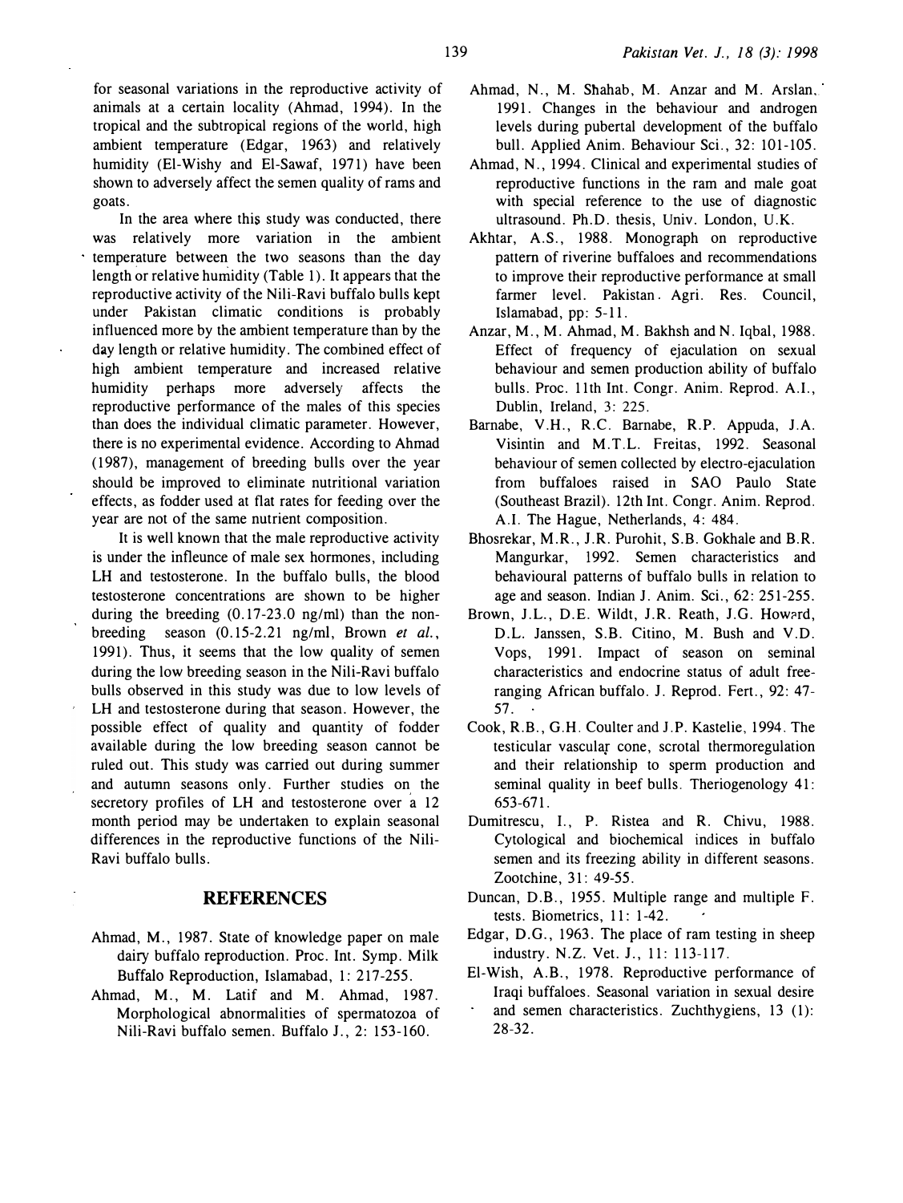for seasonal variations in the reproductive activity of animals at a certain locality (Ahmad, 1994). In the tropical and the subtropical regions of the world, high ambient temperature (Edgar, 1963) and relatively humidity (El-Wishy and El-Sawaf, 1971) have been shown to adversely affect the semen quality of rams and goats.

In the area where this study was conducted, there was relatively more variation in the ambient temperature between the two seasons than the day length or relative humidity (Table 1). It appears that the reproductive activity of the Nili-Ravi buffalo bulls kept under Pakistan climatic conditions is probably influenced more by the ambient temperature than by the day length or relative humidity. The combined effect of high ambient temperature and increased relative humidity perhaps more adversely affects the reproductive performance of the males of this species than does the individual climatic parameter. However, there is no experimental evidence. According to Ahmad (1987), management of breeding bulls over the year should be improved to eliminate nutritional variation effects, as fodder used at flat rates for feeding over the year are not of the same nutrient composition.

It is well known that the male reproductive activity is under the infleunce of male sex hormones, including LH and testosterone. In the buffalo bulls, the blood testosterone concentrations are shown to be higher during the breeding (0.17-23.0 ng/ml) than the non-breeding season (0.15-2.21 ng/ml, Brown *et al.*, 1991). Thus, it seems that the low quality of semen during the low breeding season in the Nili-Ravi buffalo bulls observed in this study was due to low levels of LH and testosterone during that season. However, the possible effect of quality and quantity of fodder available during the low breeding season cannot be ruled out. This study was carried out during summer and autumn seasons only. Further studies on the secretory profiles of LH and testosterone over a 12 month period may be undertaken to explain seasonal differences in the reproductive functions of the Nili-Ravi buffalo bulls.

## REFERENCES

Ahmad, M., 1987. State of knowledge paper on male dairy buffalo reproduction. Proc. Int. Symp. Milk Buffalo Reproduction, Islamabad, 1: 217-255.

Ahmad, M., M. Latif and M. Ahmad, 1987. Morphological abnormalities of spermatozoa of Nili-Ravi buffalo semen. Buffalo J., 2: 153-160.

Ahmad, N., M. Shahab, M. Anzar and M. Arslan, 1991. Changes in the behaviour and androgen levels during pubertal development of the buffalo bull. Applied Anim. Behaviour Sci., 32: 101-105.

Ahmad, N., 1994. Clinical and experimental studies of reproductive functions in the ram and male goat with special reference to the use of diagnostic ultrasound. Ph.D. thesis, Univ. London, U.K.

Akhtar, A.S., 1988. Monograph on reproductive pattern of riverine buffaloes and recommendations to improve their reproductive performance at small farmer level. Pakistan. Agri. Res. Council, Islamabad, pp: 5-11.

Anzar, M., M. Ahmad, M. Bakhsh and N. Iqbal, 1988. Effect of frequency of ejaculation on sexual behaviour and semen production ability of buffalo bulls. Proc. 11th Int. Congr. Anim. Reprod. A.I., Dublin, Ireland, 3: 225.

Barnabe, V.H., R.C. Barnabe, R.P. Appuda, J.A. Visintin and M.T.L. Freitas, 1992. Seasonal behaviour of semen collected by electro-ejaculation from buffaloes raised in SAO Paulo State (Southeast Brazil). 12th Int. Congr. Anim. Reprod. A.I. The Hague, Netherlands, 4: 484.

Bhosrekar, M.R., J.R. Purohit, S.B. Gokhale and B.R. Mangurkar, 1992. Semen characteristics and behavioural patterns of buffalo bulls in relation to age and season. Indian J. Anim. Sci., 62: 251-255.

Brown, J.L., D.E. Wildt, J.R. Reath, J.G. Howard, D.L. Janssen, S.B. Citino, M. Bush and V.D. Vops, 1991. Impact of season on seminal characteristics and endocrine status of adult free-ranging African buffalo. J. Reprod. Fert., 92: 47-57.

Cook, R.B., G.H. Coulter and J.P. Kastelie, 1994. The testicular vascular cone, scrotal thermoregulation and their relationship to sperm production and seminal quality in beef bulls. Theriogenology 41: 653-671.

Dumitrescu, I., P. Ristea and R. Chivu, 1988. Cytological and biochemical indices in buffalo semen and its freezing ability in different seasons. Zootchine, 31: 49-55.

Duncan, D.B., 1955. Multiple range and multiple F. tests. Biometrics, 11: 1-42.

Edgar, D.G., 1963. The place of ram testing in sheep industry. N.Z. Vet. J., 11: 113-117.

El-Wish, A.B., 1978. Reproductive performance of Iraqi buffaloes. Seasonal variation in sexual desire and semen characteristics. Zuchthygiens, 13 (1): 28-32.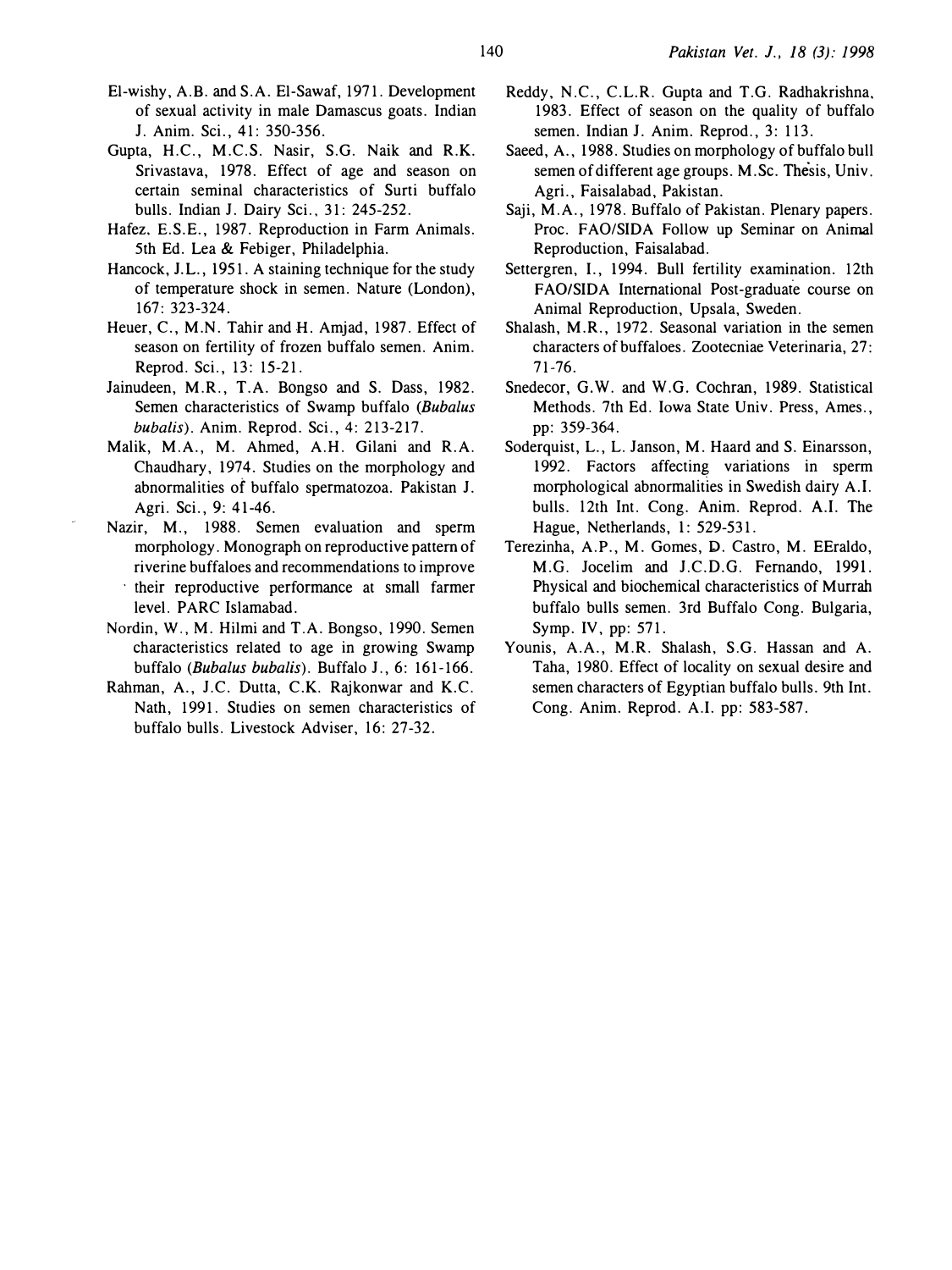El-wishy, A.B. and S.A. El-Sawaf, 1971. Development of sexual activity in male Damascus goats. Indian J. Anim. Sci., 41: 350-356.

Gupta, H.C., M.C.S. Nasir, S.G. Naik and R.K. Srivastava, 1978. Effect of age and season on certain seminal characteristics of Surti buffalo bulls. Indian J. Dairy Sci., 31: 245-252.

Hafez, E.S.E., 1987. Reproduction in Farm Animals. 5th Ed. Lea & Febiger, Philadelphia.

Hancock, J.L., 1951. A staining technique for the study of temperature shock in semen. Nature (London), 167: 323-324.

Heuer, C., M.N. Tahir and H. Amjad, 1987. Effect of season on fertility of frozen buffalo semen. Anim. Reprod. Sci., 13: 15-21.

Jainudeen, M.R., T.A. Bongso and S. Dass, 1982. Semen characteristics of Swamp buffalo (*Bubalus bubalis*). Anim. Reprod. Sci., 4: 213-217.

Malik, M.A., M. Ahmed, A.H. Gilani and R.A. Chaudhary, 1974. Studies on the morphology and abnormalities of buffalo spermatozoa. Pakistan J. Agri. Sci., 9: 41-46.

Nazir, M., 1988. Semen evaluation and sperm morphology. Monograph on reproductive pattern of riverine buffaloes and recommendations to improve their reproductive performance at small farmer level. PARC Islamabad.

Nordin, W., M. Hilmi and T.A. Bongso, 1990. Semen characteristics related to age in growing Swamp buffalo (*Bubalus bubalis*). Buffalo J., 6: 161-166.

Rahman, A., J.C. Dutta, C.K. Rajkonwar and K.C. Nath, 1991. Studies on semen characteristics of buffalo bulls. Livestock Adviser, 16: 27-32.

Reddy, N.C., C.L.R. Gupta and T.G. Radhakrishna, 1983. Effect of season on the quality of buffalo semen. Indian J. Anim. Reprod., 3: 113.

Saeed, A., 1988. Studies on morphology of buffalo bull semen of different age groups. M.Sc. Thesis, Univ. Agri., Faisalabad, Pakistan.

Saji, M.A., 1978. Buffalo of Pakistan. Plenary papers. Proc. FAO/SIDA Follow up Seminar on Animal Reproduction, Faisalabad.

Settergren, I., 1994. Bull fertility examination. 12th FAO/SIDA International Post-graduate course on Animal Reproduction, Upsala, Sweden.

Shalash, M.R., 1972. Seasonal variation in the semen characters of buffaloes. Zootecniae Veterinaria, 27: 71-76.

Snedecor, G.W. and W.G. Cochran, 1989. Statistical Methods. 7th Ed. Iowa State Univ. Press, Ames., pp: 359-364.

Soderquist, L., L. Janson, M. Haard and S. Einarsson, 1992. Factors affecting variations in sperm morphological abnormalities in Swedish dairy A.I. bulls. 12th Int. Cong. Anim. Reprod. A.I. The Hague, Netherlands, 1: 529-531.

Terezinha, A.P., M. Gomes, D. Castro, M. EEraldo, M.G. Jocelim and J.C.D.G. Fernando, 1991. Physical and biochemical characteristics of Murrah buffalo bulls semen. 3rd Buffalo Cong. Bulgaria, Symp. IV, pp: 571.

Younis, A.A., M.R. Shalash, S.G. Hassan and A. Taha, 1980. Effect of locality on sexual desire and semen characters of Egyptian buffalo bulls. 9th Int. Cong. Anim. Reprod. A.I. pp: 583-587.